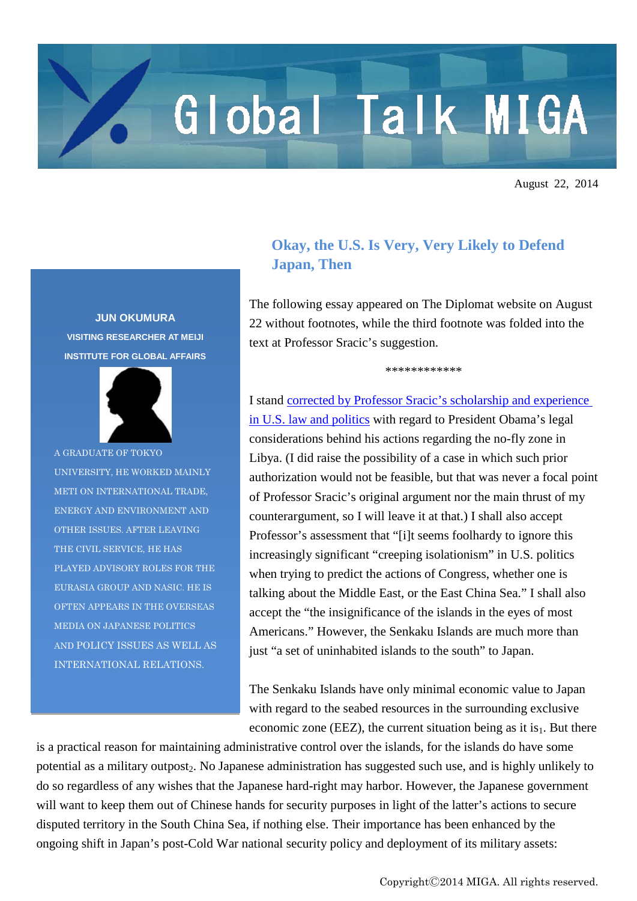# Global Talk MIGA

August 22, 2014

## Okay, the U.S. Is Very, Very Likely to Defend Japan, Then

**JUN OKUMURA**
**VISITING RESEARCHER AT MEIJI INSTITUTE FOR GLOBAL AFFAIRS**

A GRADUATE OF TOKYO UNIVERSITY, HE WORKED MAINLY METI ON INTERNATIONAL TRADE, ENERGY AND ENVIRONMENT AND OTHER ISSUES. AFTER LEAVING THE CIVIL SERVICE, HE HAS PLAYED ADVISORY ROLES FOR THE EURASIA GROUP AND NASIC. HE IS OFTEN APPEARS IN THE OVERSEAS MEDIA ON JAPANESE POLITICS AND POLICY ISSUES AS WELL AS INTERNATIONAL RELATIONS.

The following essay appeared on The Diplomat website on August 22 without footnotes, while the third footnote was folded into the text at Professor Sracic's suggestion.

************

I stand corrected by Professor Sracic's scholarship and experience in U.S. law and politics with regard to President Obama's legal considerations behind his actions regarding the no-fly zone in Libya. (I did raise the possibility of a case in which such prior authorization would not be feasible, but that was never a focal point of Professor Sracic's original argument nor the main thrust of my counterargument, so I will leave it at that.) I shall also accept Professor's assessment that "[i]t seems foolhardy to ignore this increasingly significant "creeping isolationism" in U.S. politics when trying to predict the actions of Congress, whether one is talking about the Middle East, or the East China Sea." I shall also accept the "the insignificance of the islands in the eyes of most Americans." However, the Senkaku Islands are much more than just "a set of uninhabited islands to the south" to Japan.

The Senkaku Islands have only minimal economic value to Japan with regard to the seabed resources in the surrounding exclusive economic zone (EEZ), the current situation being as it is[1]. But there is a practical reason for maintaining administrative control over the islands, for the islands do have some potential as a military outpost[2]. No Japanese administration has suggested such use, and is highly unlikely to do so regardless of any wishes that the Japanese hard-right may harbor. However, the Japanese government will want to keep them out of Chinese hands for security purposes in light of the latter's actions to secure disputed territory in the South China Sea, if nothing else. Their importance has been enhanced by the ongoing shift in Japan's post-Cold War national security policy and deployment of its military assets:

Copyright©2014 MIGA. All rights reserved.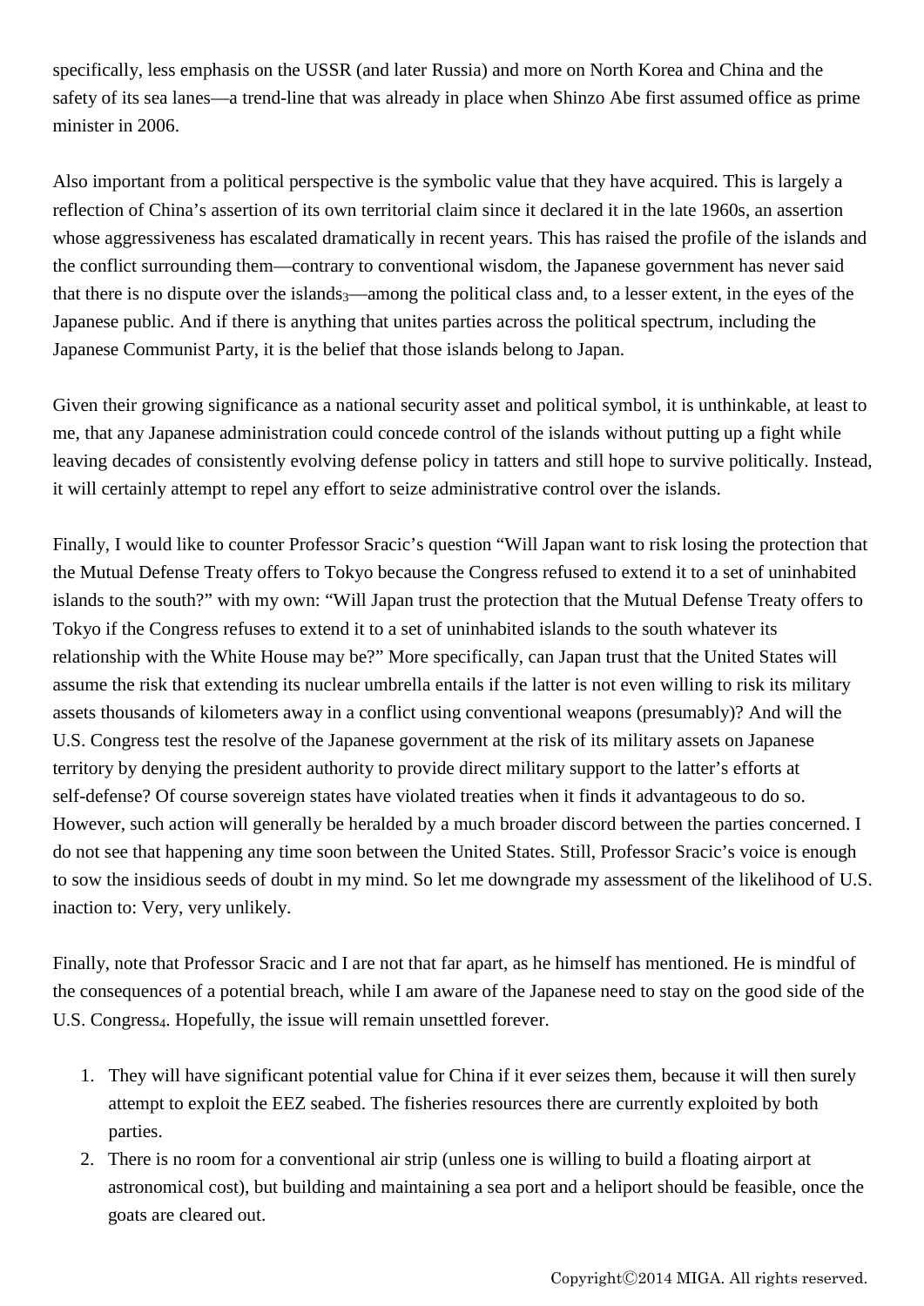specifically, less emphasis on the USSR (and later Russia) and more on North Korea and China and the safety of its sea lanes—a trend-line that was already in place when Shinzo Abe first assumed office as prime minister in 2006.

Also important from a political perspective is the symbolic value that they have acquired. This is largely a reflection of China's assertion of its own territorial claim since it declared it in the late 1960s, an assertion whose aggressiveness has escalated dramatically in recent years. This has raised the profile of the islands and the conflict surrounding them—contrary to conventional wisdom, the Japanese government has never said that there is no dispute over the islands[3]—among the political class and, to a lesser extent, in the eyes of the Japanese public. And if there is anything that unites parties across the political spectrum, including the Japanese Communist Party, it is the belief that those islands belong to Japan.

Given their growing significance as a national security asset and political symbol, it is unthinkable, at least to me, that any Japanese administration could concede control of the islands without putting up a fight while leaving decades of consistently evolving defense policy in tatters and still hope to survive politically. Instead, it will certainly attempt to repel any effort to seize administrative control over the islands.

Finally, I would like to counter Professor Sracic's question "Will Japan want to risk losing the protection that the Mutual Defense Treaty offers to Tokyo because the Congress refused to extend it to a set of uninhabited islands to the south?" with my own: "Will Japan trust the protection that the Mutual Defense Treaty offers to Tokyo if the Congress refuses to extend it to a set of uninhabited islands to the south whatever its relationship with the White House may be?" More specifically, can Japan trust that the United States will assume the risk that extending its nuclear umbrella entails if the latter is not even willing to risk its military assets thousands of kilometers away in a conflict using conventional weapons (presumably)? And will the U.S. Congress test the resolve of the Japanese government at the risk of its military assets on Japanese territory by denying the president authority to provide direct military support to the latter's efforts at self-defense? Of course sovereign states have violated treaties when it finds it advantageous to do so. However, such action will generally be heralded by a much broader discord between the parties concerned. I do not see that happening any time soon between the United States. Still, Professor Sracic's voice is enough to sow the insidious seeds of doubt in my mind. So let me downgrade my assessment of the likelihood of U.S. inaction to: Very, very unlikely.

Finally, note that Professor Sracic and I are not that far apart, as he himself has mentioned. He is mindful of the consequences of a potential breach, while I am aware of the Japanese need to stay on the good side of the U.S. Congress[4]. Hopefully, the issue will remain unsettled forever.

1. They will have significant potential value for China if it ever seizes them, because it will then surely attempt to exploit the EEZ seabed. The fisheries resources there are currently exploited by both parties.
2. There is no room for a conventional air strip (unless one is willing to build a floating airport at astronomical cost), but building and maintaining a sea port and a heliport should be feasible, once the goats are cleared out.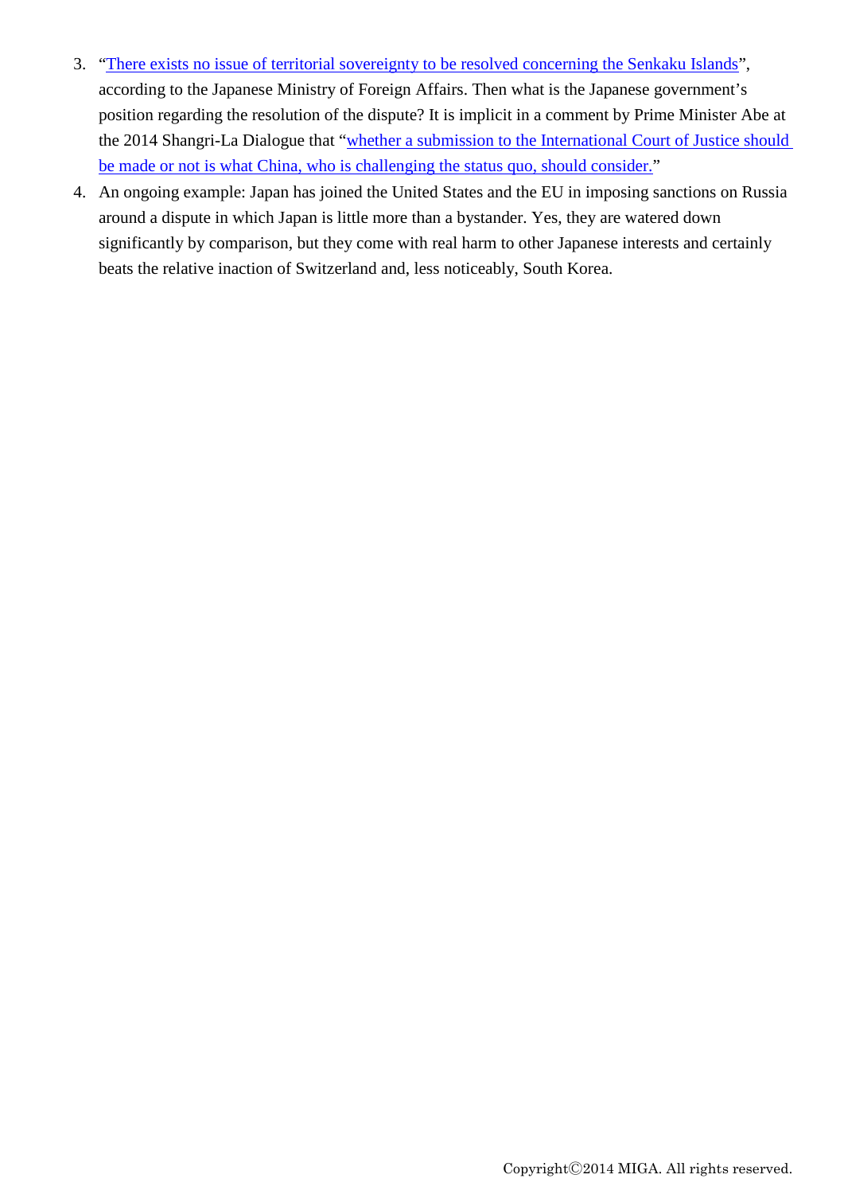3. "There exists no issue of territorial sovereignty to be resolved concerning the Senkaku Islands", according to the Japanese Ministry of Foreign Affairs. Then what is the Japanese government's position regarding the resolution of the dispute? It is implicit in a comment by Prime Minister Abe at the 2014 Shangri-La Dialogue that "whether a submission to the International Court of Justice should be made or not is what China, who is challenging the status quo, should consider."
4. An ongoing example: Japan has joined the United States and the EU in imposing sanctions on Russia around a dispute in which Japan is little more than a bystander. Yes, they are watered down significantly by comparison, but they come with real harm to other Japanese interests and certainly beats the relative inaction of Switzerland and, less noticeably, South Korea.

Copyright©2014 MIGA. All rights reserved.